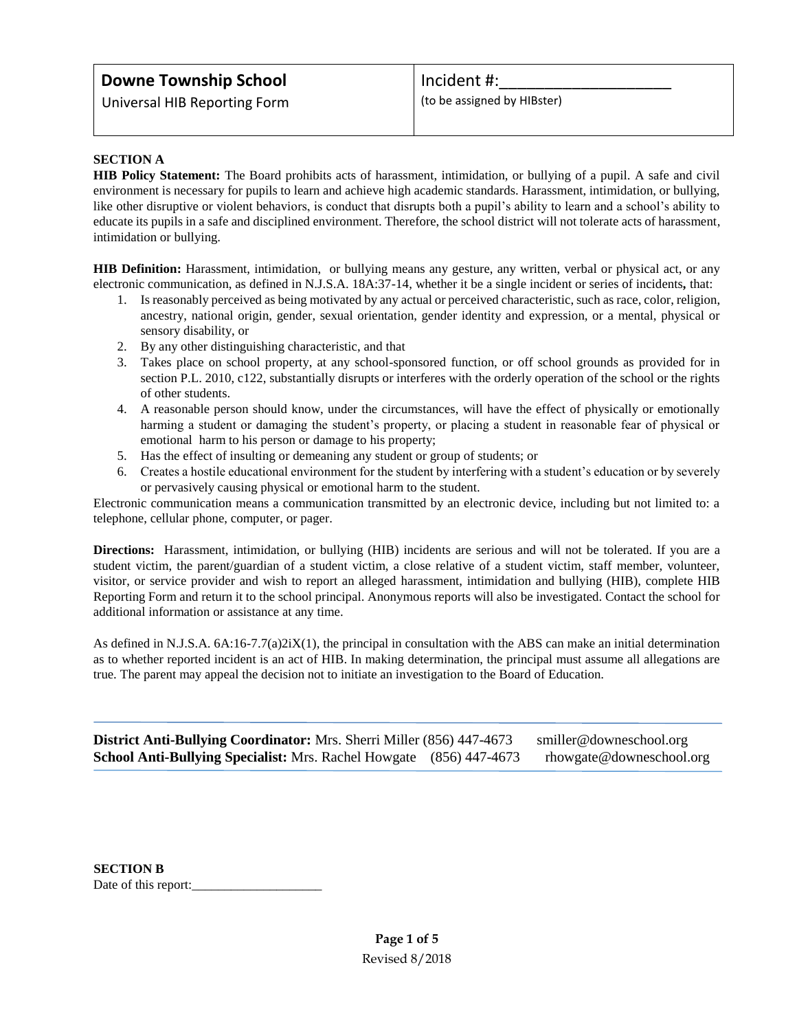| **Downe Township School** Universal HIB Reporting Form | Incident #:____________________ (to be assigned by HIBster) |
|---|---|

**SECTION A**

**HIB Policy Statement:** The Board prohibits acts of harassment, intimidation, or bullying of a pupil. A safe and civil environment is necessary for pupils to learn and achieve high academic standards. Harassment, intimidation, or bullying, like other disruptive or violent behaviors, is conduct that disrupts both a pupil's ability to learn and a school's ability to educate its pupils in a safe and disciplined environment. Therefore, the school district will not tolerate acts of harassment, intimidation or bullying.

**HIB Definition:** Harassment, intimidation, or bullying means any gesture, any written, verbal or physical act, or any electronic communication, as defined in N.J.S.A. 18A:37-14, whether it be a single incident or series of incidents**,** that:

1. Is reasonably perceived as being motivated by any actual or perceived characteristic, such as race, color, religion, ancestry, national origin, gender, sexual orientation, gender identity and expression, or a mental, physical or sensory disability, or
2. By any other distinguishing characteristic, and that
3. Takes place on school property, at any school-sponsored function, or off school grounds as provided for in section P.L. 2010, c122, substantially disrupts or interferes with the orderly operation of the school or the rights of other students.
4. A reasonable person should know, under the circumstances, will have the effect of physically or emotionally harming a student or damaging the student's property, or placing a student in reasonable fear of physical or emotional harm to his person or damage to his property;
5. Has the effect of insulting or demeaning any student or group of students; or
6. Creates a hostile educational environment for the student by interfering with a student's education or by severely or pervasively causing physical or emotional harm to the student.

Electronic communication means a communication transmitted by an electronic device, including but not limited to: a telephone, cellular phone, computer, or pager.

**Directions:** Harassment, intimidation, or bullying (HIB) incidents are serious and will not be tolerated. If you are a student victim, the parent/guardian of a student victim, a close relative of a student victim, staff member, volunteer, visitor, or service provider and wish to report an alleged harassment, intimidation and bullying (HIB), complete HIB Reporting Form and return it to the school principal. Anonymous reports will also be investigated. Contact the school for additional information or assistance at any time.

As defined in N.J.S.A. 6A:16-7.7(a)2iX(1), the principal in consultation with the ABS can make an initial determination as to whether reported incident is an act of HIB. In making determination, the principal must assume all allegations are true. The parent may appeal the decision not to initiate an investigation to the Board of Education.

---

**District Anti-Bullying Coordinator:** Mrs. Sherri Miller (856) 447-4673 smiller@downeschool.org
**School Anti-Bullying Specialist:** Mrs. Rachel Howgate (856) 447-4673 rhowgate@downeschool.org

---

**SECTION B**

Date of this report:____________________

Revised 8/2018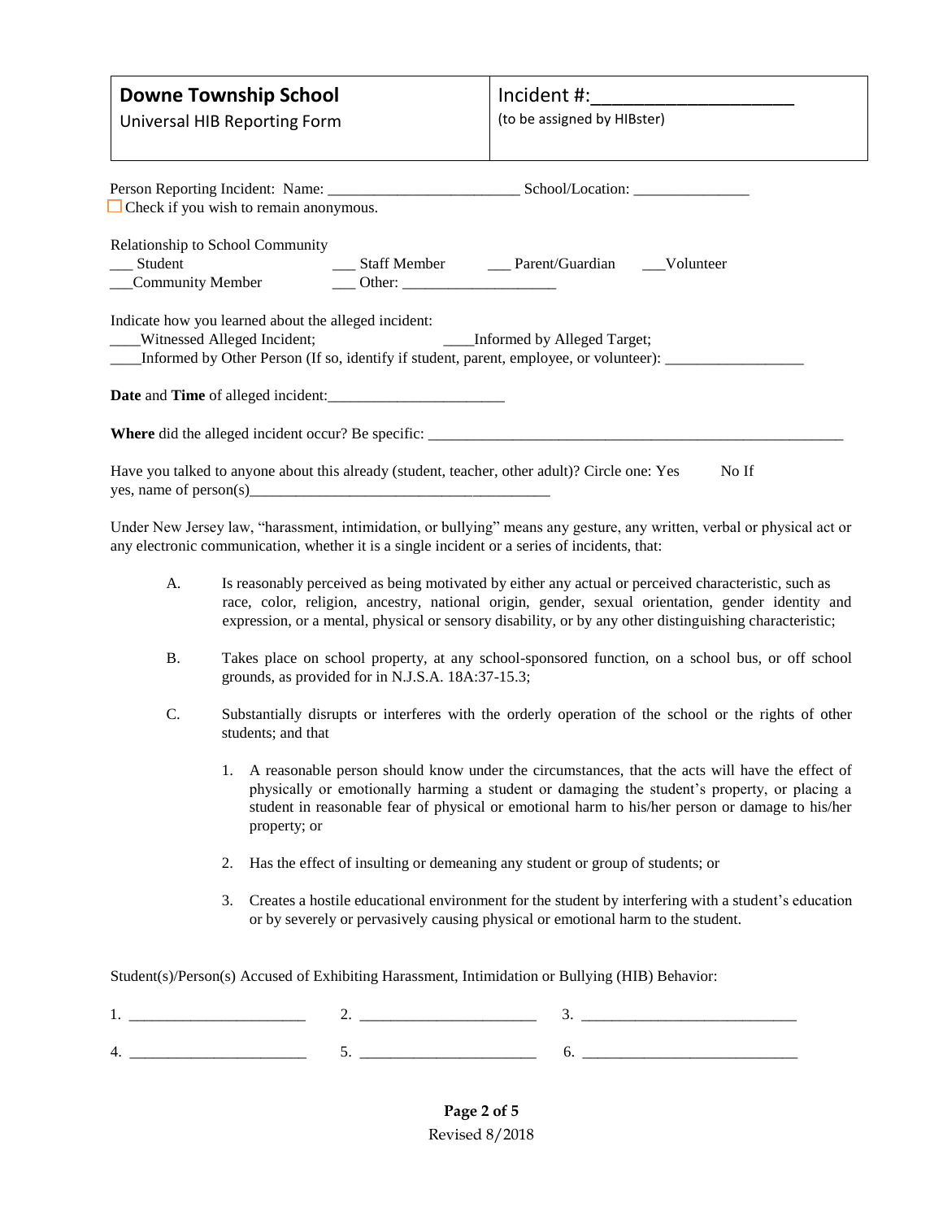| **Downe Township School**<br>Universal HIB Reporting Form | Incident #:____________________<br>(to be assigned by HIBster) |
|---|---|

Person Reporting Incident: Name: ________________________ School/Location: _______________

☐ Check if you wish to remain anonymous.

Relationship to School Community

___ Student ___ Staff Member ___ Parent/Guardian ___Volunteer

___Community Member ___ Other: ____________________

Indicate how you learned about the alleged incident:

____Witnessed Alleged Incident; ____Informed by Alleged Target;

____Informed by Other Person (If so, identify if student, parent, employee, or volunteer): __________________

**Date** and **Time** of alleged incident:_______________________

**Where** did the alleged incident occur? Be specific: ________________________________________________________

Have you talked to anyone about this already (student, teacher, other adult)? Circle one: Yes No If yes, name of person(s)_______________________________________

Under New Jersey law, "harassment, intimidation, or bullying" means any gesture, any written, verbal or physical act or any electronic communication, whether it is a single incident or a series of incidents, that:

A. Is reasonably perceived as being motivated by either any actual or perceived characteristic, such as race, color, religion, ancestry, national origin, gender, sexual orientation, gender identity and expression, or a mental, physical or sensory disability, or by any other distinguishing characteristic;

B. Takes place on school property, at any school-sponsored function, on a school bus, or off school grounds, as provided for in N.J.S.A. 18A:37-15.3;

C. Substantially disrupts or interferes with the orderly operation of the school or the rights of other students; and that

   1. A reasonable person should know under the circumstances, that the acts will have the effect of physically or emotionally harming a student or damaging the student's property, or placing a student in reasonable fear of physical or emotional harm to his/her person or damage to his/her property; or

   2. Has the effect of insulting or demeaning any student or group of students; or

   3. Creates a hostile educational environment for the student by interfering with a student's education or by severely or pervasively causing physical or emotional harm to the student.

Student(s)/Person(s) Accused of Exhibiting Harassment, Intimidation or Bullying (HIB) Behavior:

1. ______________________ 2. ______________________ 3. ___________________________

4. ______________________ 5. ______________________ 6. ___________________________

Revised 8/2018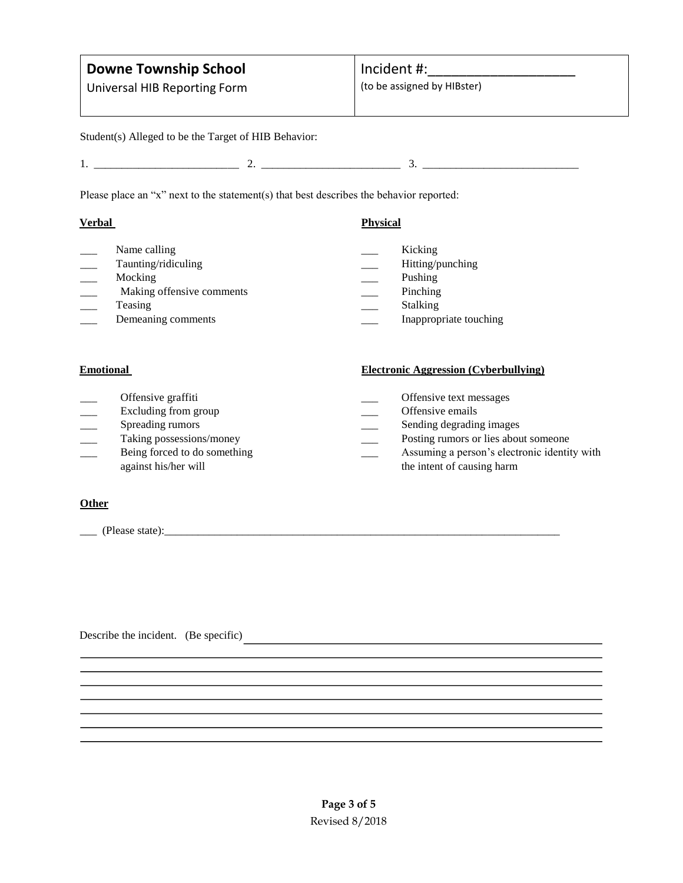| **Downe Township School**<br>Universal HIB Reporting Form | Incident #:____________________<br>(to be assigned by HIBster) |
|---|---|

Student(s) Alleged to be the Target of HIB Behavior:

1. _________________________ 2. ________________________ 3. ___________________________

Please place an "x" next to the statement(s) that best describes the behavior reported:

**Verbal**

___ Name calling
___ Taunting/ridiculing
___ Mocking
___ Making offensive comments
___ Teasing
___ Demeaning comments

**Physical**

___ Kicking
___ Hitting/punching
___ Pushing
___ Pinching
___ Stalking
___ Inappropriate touching

**Emotional**

___ Offensive graffiti
___ Excluding from group
___ Spreading rumors
___ Taking possessions/money
___ Being forced to do something against his/her will

**Electronic Aggression (Cyberbullying)**

___ Offensive text messages
___ Offensive emails
___ Sending degrading images
___ Posting rumors or lies about someone
___ Assuming a person's electronic identity with the intent of causing harm

**Other**

___ (Please state):_____________________________________________________________________________

Describe the incident. (Be specific) ____________________________________________________________

________________________________________________________________________________________

________________________________________________________________________________________

________________________________________________________________________________________

________________________________________________________________________________________

________________________________________________________________________________________

________________________________________________________________________________________

________________________________________________________________________________________

Revised 8/2018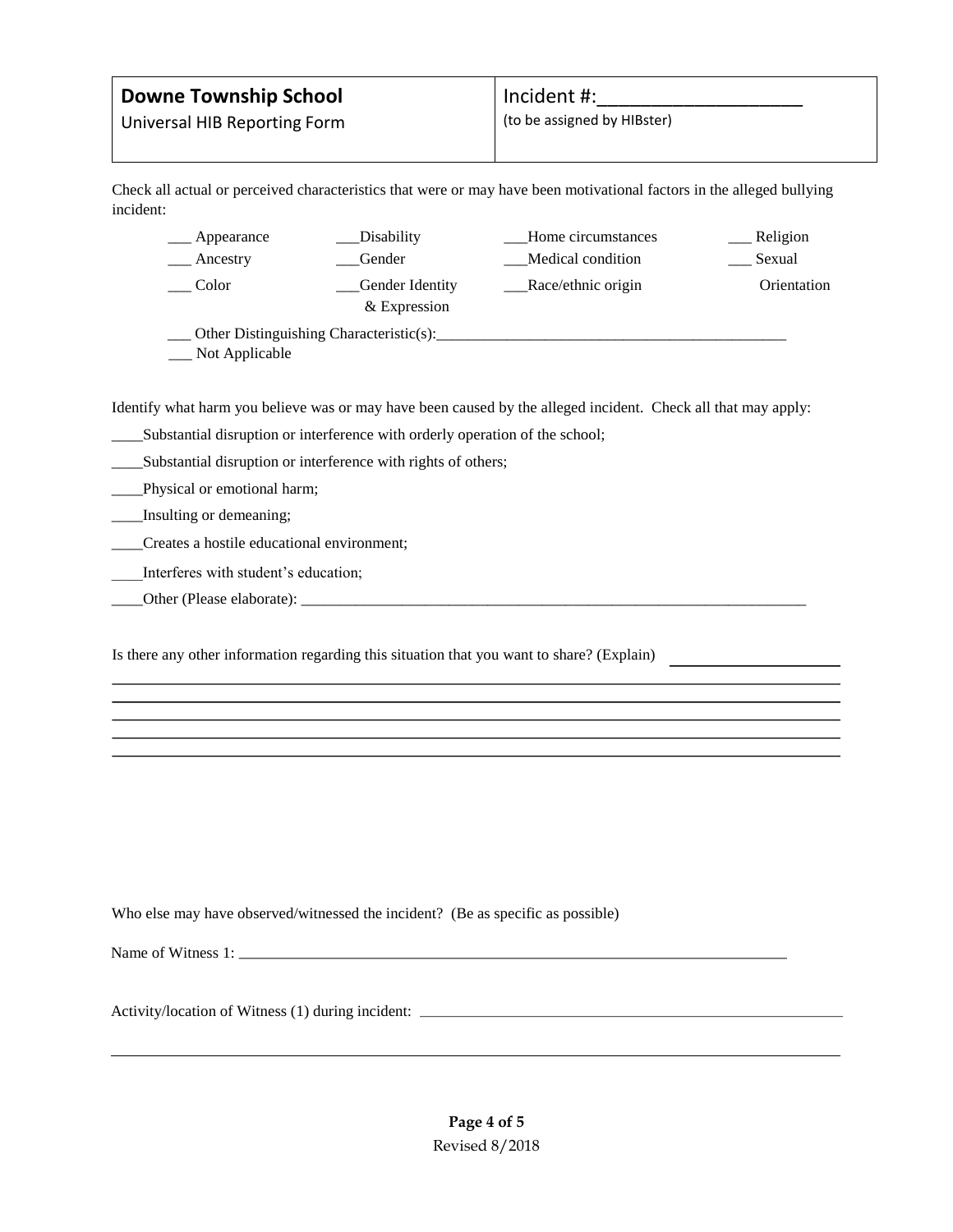| **Downe Township School** Universal HIB Reporting Form | Incident #:____________________ (to be assigned by HIBster) |
|---|---|

Check all actual or perceived characteristics that were or may have been motivational factors in the alleged bullying incident:

___ Appearance
___Disability
___Home circumstances
___ Religion
___ Ancestry
___Gender
___Medical condition
___ Sexual Orientation
___ Color
___Gender Identity & Expression
___Race/ethnic origin

___ Other Distinguishing Characteristic(s):_____________________________________________
___ Not Applicable

Identify what harm you believe was or may have been caused by the alleged incident. Check all that may apply:

____Substantial disruption or interference with orderly operation of the school;

____Substantial disruption or interference with rights of others;

____Physical or emotional harm;

____Insulting or demeaning;

____Creates a hostile educational environment;

____Interferes with student's education;

____Other (Please elaborate): ____________________________________________________________________

Is there any other information regarding this situation that you want to share? (Explain) ____________________

_____________________________________________________________________________________________

_____________________________________________________________________________________________

_____________________________________________________________________________________________

_____________________________________________________________________________________________

_____________________________________________________________________________________________

Who else may have observed/witnessed the incident? (Be as specific as possible)

Name of Witness 1: ___________________________________________________________________________

Activity/location of Witness (1) during incident: _____________________________________________________

_____________________________________________________________________________________________

Revised 8/2018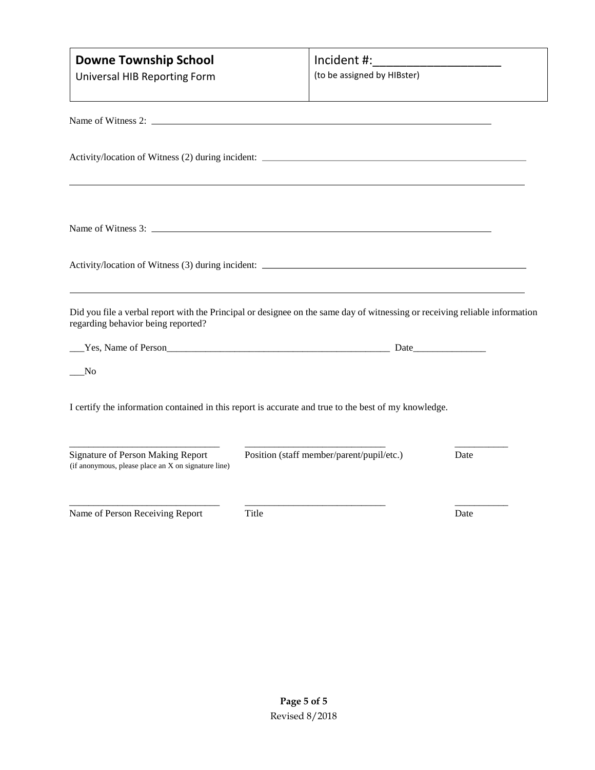| **Downe Township School**<br>Universal HIB Reporting Form | Incident #:____________________<br>(to be assigned by HIBster) |
|---|---|

Name of Witness 2: ___________________________________________________________________________

Activity/location of Witness (2) during incident: ___________________________________________________________

_____________________________________________________________________________________________

Name of Witness 3: ___________________________________________________________________________

Activity/location of Witness (3) during incident: ___________________________________________________________

_____________________________________________________________________________________________

Did you file a verbal report with the Principal or designee on the same day of witnessing or receiving reliable information regarding behavior being reported?

___Yes, Name of Person_________________________________________________ Date_______________

___No

I certify the information contained in this report is accurate and true to the best of my knowledge.

| | | |
|---|---|---|
| _______________________________ | _____________________________ | ___________ |
| Signature of Person Making Report<br>(if anonymous, please place an X on signature line) | Position (staff member/parent/pupil/etc.) | Date |
| _______________________________ | _____________________________ | ___________ |
| Name of Person Receiving Report | Title | Date |

Revised 8/2018